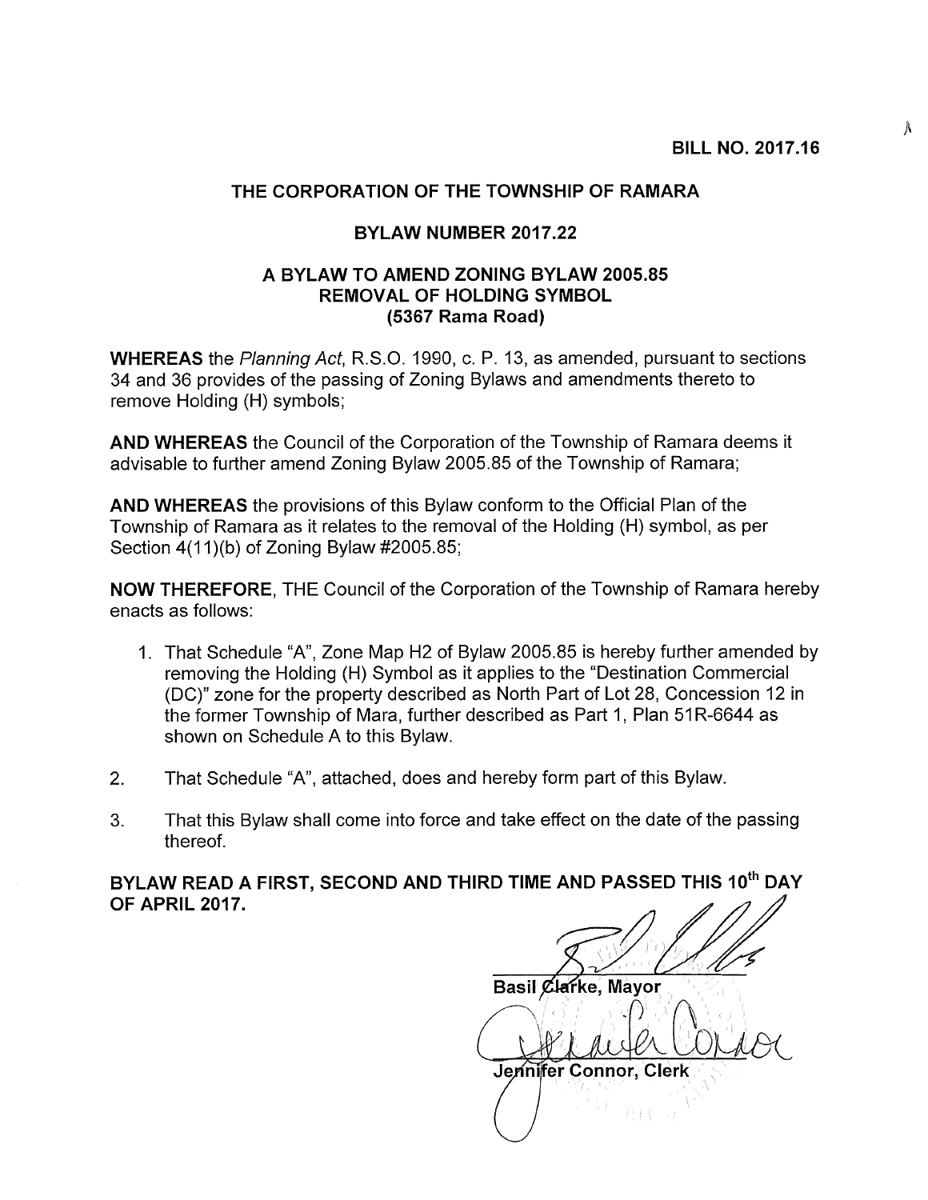**BILL NO. 2017.16**

**THE CORPORATION OF THE TOWNSHIP OF RAMARA**

**BYLAW NUMBER 2017.22**

**A BYLAW TO AMEND ZONING BYLAW 2005.85**
**REMOVAL OF HOLDING SYMBOL**
**(5367 Rama Road)**

**WHEREAS** the *Planning Act*, R.S.O. 1990, c. P. 13, as amended, pursuant to sections 34 and 36 provides of the passing of Zoning Bylaws and amendments thereto to remove Holding (H) symbols;

**AND WHEREAS** the Council of the Corporation of the Township of Ramara deems it advisable to further amend Zoning Bylaw 2005.85 of the Township of Ramara;

**AND WHEREAS** the provisions of this Bylaw conform to the Official Plan of the Township of Ramara as it relates to the removal of the Holding (H) symbol, as per Section 4(11)(b) of Zoning Bylaw #2005.85;

**NOW THEREFORE**, THE Council of the Corporation of the Township of Ramara hereby enacts as follows:

1. That Schedule "A", Zone Map H2 of Bylaw 2005.85 is hereby further amended by removing the Holding (H) Symbol as it applies to the "Destination Commercial (DC)" zone for the property described as North Part of Lot 28, Concession 12 in the former Township of Mara, further described as Part 1, Plan 51R-6644 as shown on Schedule A to this Bylaw.

2. That Schedule "A", attached, does and hereby form part of this Bylaw.

3. That this Bylaw shall come into force and take effect on the date of the passing thereof.

**BYLAW READ A FIRST, SECOND AND THIRD TIME AND PASSED THIS 10th DAY OF APRIL 2017.**

Basil Clarke, Mayor

Jennifer Connor, Clerk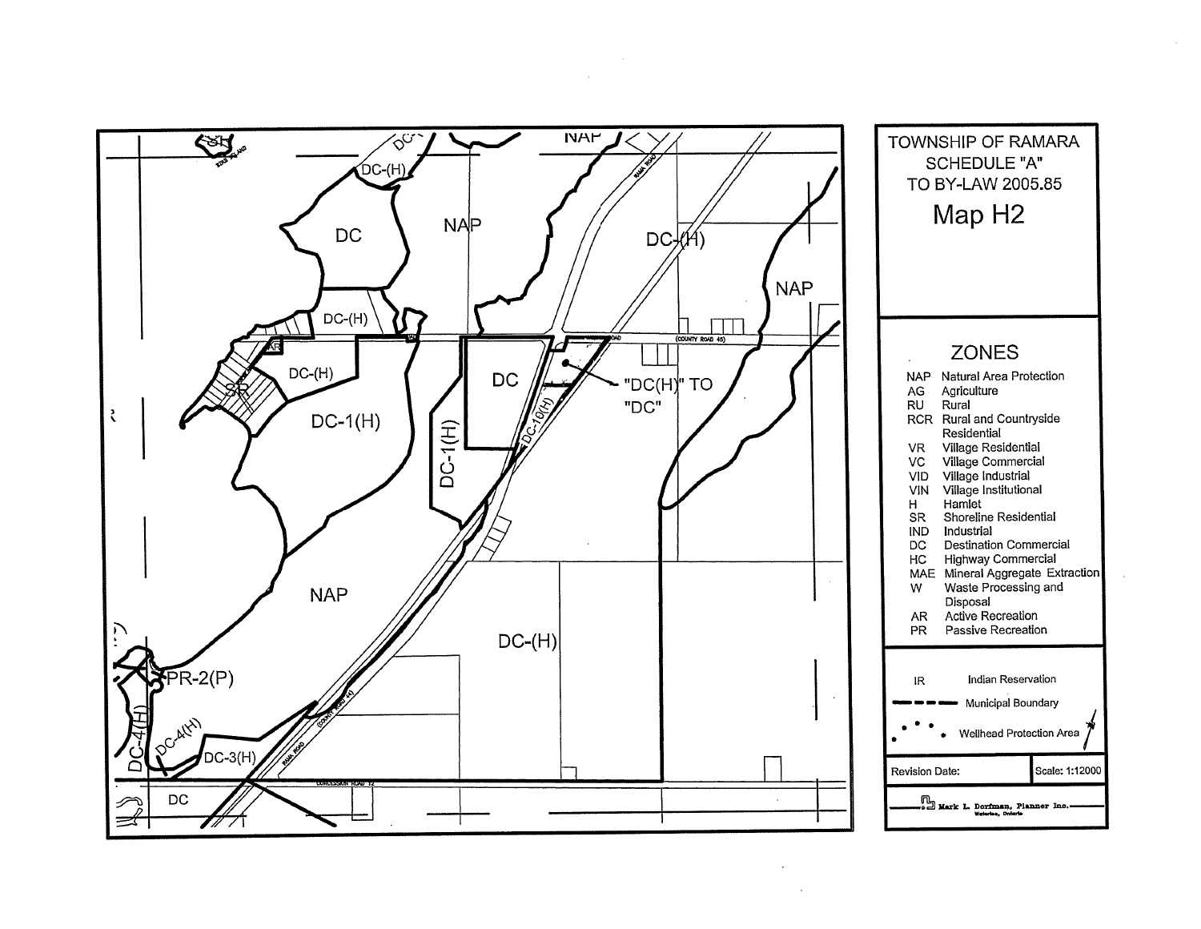TOWNSHIP OF RAMARA
SCHEDULE "A"
TO BY-LAW 2005.85

# Map H2

## ZONES

NAP Natural Area Protection
AG Agriculture
RU Rural
RCR Rural and Countryside Residential
VR Village Residential
VC Village Commercial
VID Village Industrial
VIN Village Institutional
H Hamlet
SR Shoreline Residential
IND Industrial
DC Destination Commercial
HC Highway Commercial
MAE Mineral Aggregate Extraction
W Waste Processing and Disposal
AR Active Recreation
PR Passive Recreation

IR Indian Reservation
Municipal Boundary
Wellhead Protection Area

Revision Date:
Scale: 1:12000

Mark L. Dorfman, Planner Inc.
Waterloo, Ontario

DC
NAP
DC-(H)
DC-(H)
NAP
DC-(H)
DC-(H)
SR
DC-1(H)
DC
"DC(H)" TO "DC"
DC-1(H)
DC-10(H)
NAP
DC-(H)
PR-2(P)
DC-4(H)
DC-4(H)
DC-3(H)
DC
COUNTY ROAD 45
RAMA ROAD
COUNTY ROAD 44
CONCESSION ROAD 12